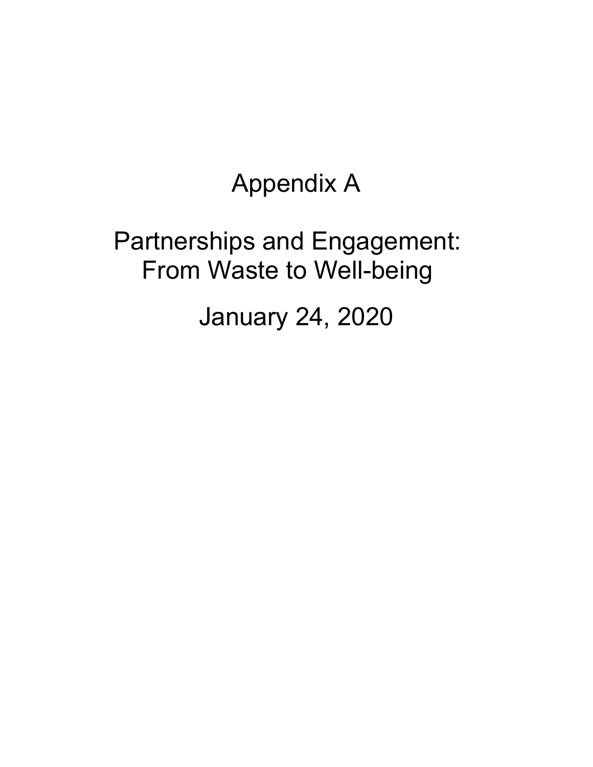# Appendix A

# Partnerships and Engagement: From Waste to Well-being

January 24, 2020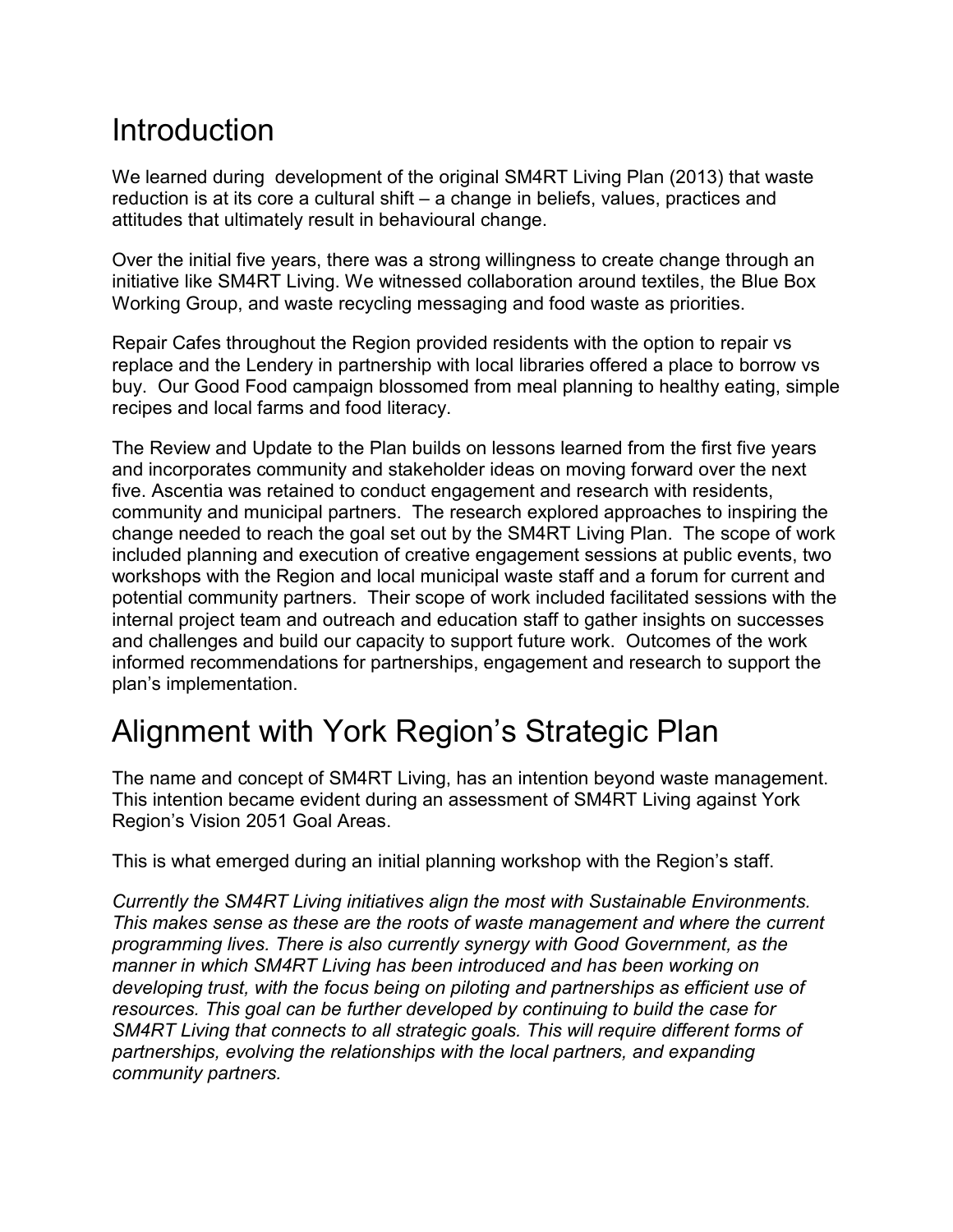# Introduction

We learned during development of the original SM4RT Living Plan (2013) that waste reduction is at its core a cultural shift – a change in beliefs, values, practices and attitudes that ultimately result in behavioural change.

Over the initial five years, there was a strong willingness to create change through an initiative like SM4RT Living. We witnessed collaboration around textiles, the Blue Box Working Group, and waste recycling messaging and food waste as priorities.

Repair Cafes throughout the Region provided residents with the option to repair vs replace and the Lendery in partnership with local libraries offered a place to borrow vs buy. Our Good Food campaign blossomed from meal planning to healthy eating, simple recipes and local farms and food literacy.

The Review and Update to the Plan builds on lessons learned from the first five years and incorporates community and stakeholder ideas on moving forward over the next five. Ascentia was retained to conduct engagement and research with residents, community and municipal partners. The research explored approaches to inspiring the change needed to reach the goal set out by the SM4RT Living Plan. The scope of work included planning and execution of creative engagement sessions at public events, two workshops with the Region and local municipal waste staff and a forum for current and potential community partners. Their scope of work included facilitated sessions with the internal project team and outreach and education staff to gather insights on successes and challenges and build our capacity to support future work. Outcomes of the work informed recommendations for partnerships, engagement and research to support the plan's implementation.

# Alignment with York Region's Strategic Plan

The name and concept of SM4RT Living, has an intention beyond waste management. This intention became evident during an assessment of SM4RT Living against York Region's Vision 2051 Goal Areas.

This is what emerged during an initial planning workshop with the Region's staff.

*Currently the SM4RT Living initiatives align the most with Sustainable Environments. This makes sense as these are the roots of waste management and where the current programming lives. There is also currently synergy with Good Government, as the manner in which SM4RT Living has been introduced and has been working on developing trust, with the focus being on piloting and partnerships as efficient use of resources. This goal can be further developed by continuing to build the case for SM4RT Living that connects to all strategic goals. This will require different forms of partnerships, evolving the relationships with the local partners, and expanding community partners.*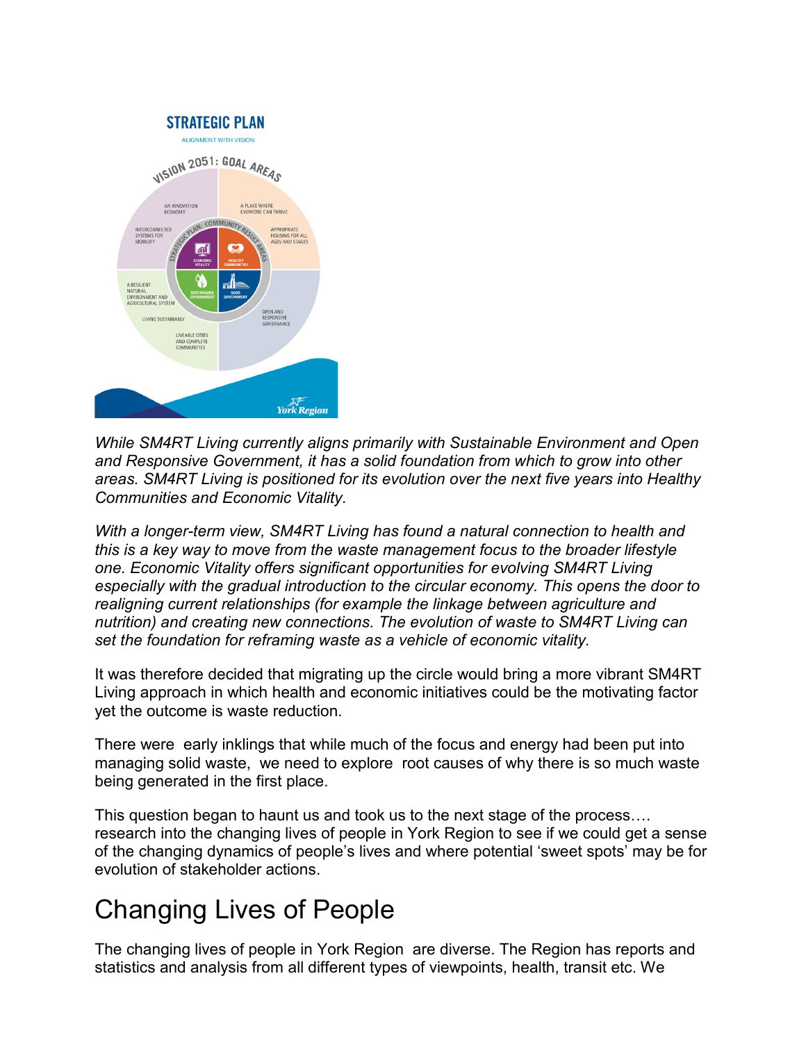*While SM4RT Living currently aligns primarily with Sustainable Environment and Open and Responsive Government, it has a solid foundation from which to grow into other areas. SM4RT Living is positioned for its evolution over the next five years into Healthy Communities and Economic Vitality.*

*With a longer-term view, SM4RT Living has found a natural connection to health and this is a key way to move from the waste management focus to the broader lifestyle one. Economic Vitality offers significant opportunities for evolving SM4RT Living especially with the gradual introduction to the circular economy. This opens the door to realigning current relationships (for example the linkage between agriculture and nutrition) and creating new connections. The evolution of waste to SM4RT Living can set the foundation for reframing waste as a vehicle of economic vitality.*

It was therefore decided that migrating up the circle would bring a more vibrant SM4RT Living approach in which health and economic initiatives could be the motivating factor yet the outcome is waste reduction.

There were early inklings that while much of the focus and energy had been put into managing solid waste, we need to explore root causes of why there is so much waste being generated in the first place.

This question began to haunt us and took us to the next stage of the process…. research into the changing lives of people in York Region to see if we could get a sense of the changing dynamics of people's lives and where potential 'sweet spots' may be for evolution of stakeholder actions.

# Changing Lives of People

The changing lives of people in York Region are diverse. The Region has reports and statistics and analysis from all different types of viewpoints, health, transit etc. We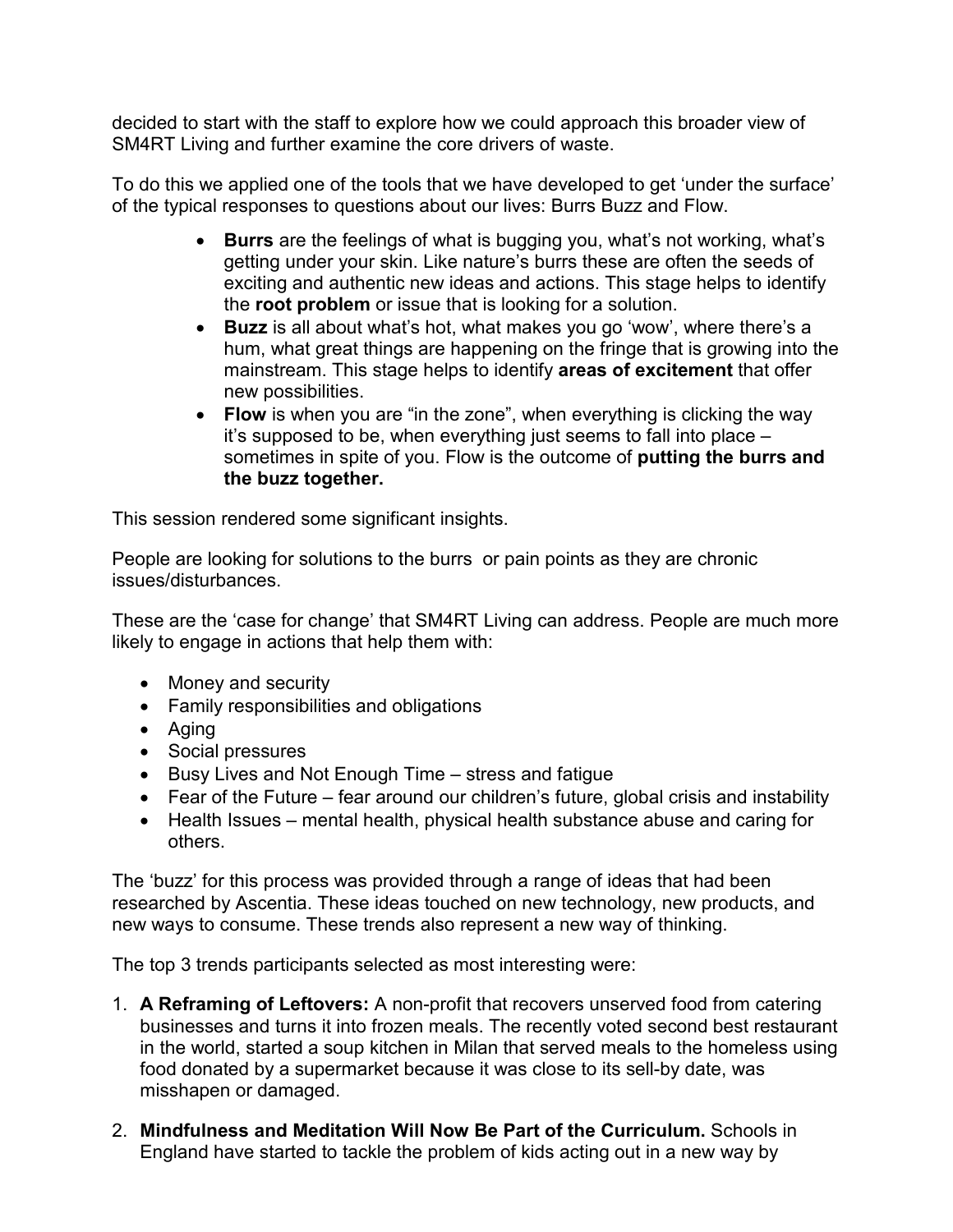decided to start with the staff to explore how we could approach this broader view of SM4RT Living and further examine the core drivers of waste.

To do this we applied one of the tools that we have developed to get 'under the surface' of the typical responses to questions about our lives: Burrs Buzz and Flow.

- **Burrs** are the feelings of what is bugging you, what's not working, what's getting under your skin. Like nature's burrs these are often the seeds of exciting and authentic new ideas and actions. This stage helps to identify the **root problem** or issue that is looking for a solution.
- **Buzz** is all about what's hot, what makes you go 'wow', where there's a hum, what great things are happening on the fringe that is growing into the mainstream. This stage helps to identify **areas of excitement** that offer new possibilities.
- **Flow** is when you are "in the zone", when everything is clicking the way it's supposed to be, when everything just seems to fall into place – sometimes in spite of you. Flow is the outcome of **putting the burrs and the buzz together.**

This session rendered some significant insights.

People are looking for solutions to the burrs or pain points as they are chronic issues/disturbances.

These are the 'case for change' that SM4RT Living can address. People are much more likely to engage in actions that help them with:

- Money and security
- Family responsibilities and obligations
- Aging
- Social pressures
- Busy Lives and Not Enough Time – stress and fatigue
- Fear of the Future – fear around our children's future, global crisis and instability
- Health Issues – mental health, physical health substance abuse and caring for others.

The 'buzz' for this process was provided through a range of ideas that had been researched by Ascentia. These ideas touched on new technology, new products, and new ways to consume. These trends also represent a new way of thinking.

The top 3 trends participants selected as most interesting were:

1. **A Reframing of Leftovers:** A non-profit that recovers unserved food from catering businesses and turns it into frozen meals. The recently voted second best restaurant in the world, started a soup kitchen in Milan that served meals to the homeless using food donated by a supermarket because it was close to its sell-by date, was misshapen or damaged.
2. **Mindfulness and Meditation Will Now Be Part of the Curriculum.** Schools in England have started to tackle the problem of kids acting out in a new way by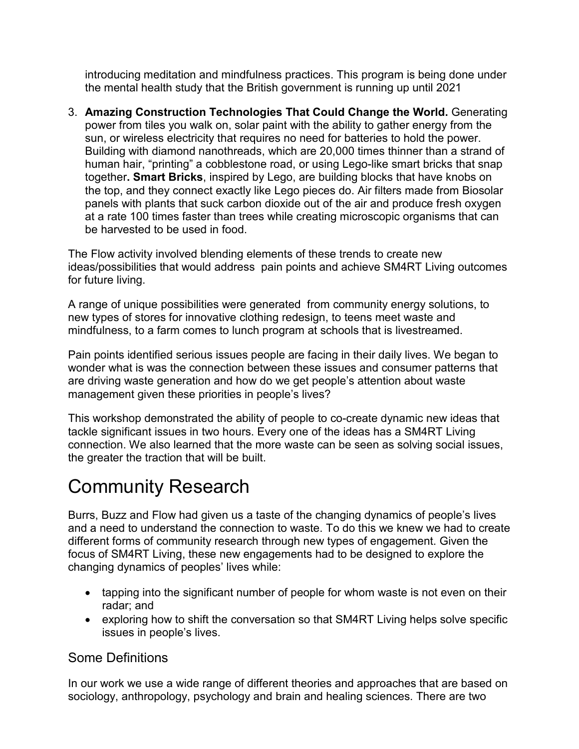introducing meditation and mindfulness practices. This program is being done under the mental health study that the British government is running up until 2021

3. **Amazing Construction Technologies That Could Change the World.** Generating power from tiles you walk on, solar paint with the ability to gather energy from the sun, or wireless electricity that requires no need for batteries to hold the power. Building with diamond nanothreads, which are 20,000 times thinner than a strand of human hair, "printing" a cobblestone road, or using Lego-like smart bricks that snap together**. Smart Bricks**, inspired by Lego, are building blocks that have knobs on the top, and they connect exactly like Lego pieces do. Air filters made from Biosolar panels with plants that suck carbon dioxide out of the air and produce fresh oxygen at a rate 100 times faster than trees while creating microscopic organisms that can be harvested to be used in food.

The Flow activity involved blending elements of these trends to create new ideas/possibilities that would address pain points and achieve SM4RT Living outcomes for future living.

A range of unique possibilities were generated from community energy solutions, to new types of stores for innovative clothing redesign, to teens meet waste and mindfulness, to a farm comes to lunch program at schools that is livestreamed.

Pain points identified serious issues people are facing in their daily lives. We began to wonder what is was the connection between these issues and consumer patterns that are driving waste generation and how do we get people's attention about waste management given these priorities in people's lives?

This workshop demonstrated the ability of people to co-create dynamic new ideas that tackle significant issues in two hours. Every one of the ideas has a SM4RT Living connection. We also learned that the more waste can be seen as solving social issues, the greater the traction that will be built.

# Community Research

Burrs, Buzz and Flow had given us a taste of the changing dynamics of people's lives and a need to understand the connection to waste. To do this we knew we had to create different forms of community research through new types of engagement. Given the focus of SM4RT Living, these new engagements had to be designed to explore the changing dynamics of peoples' lives while:

- tapping into the significant number of people for whom waste is not even on their radar; and
- exploring how to shift the conversation so that SM4RT Living helps solve specific issues in people's lives.

## Some Definitions

In our work we use a wide range of different theories and approaches that are based on sociology, anthropology, psychology and brain and healing sciences. There are two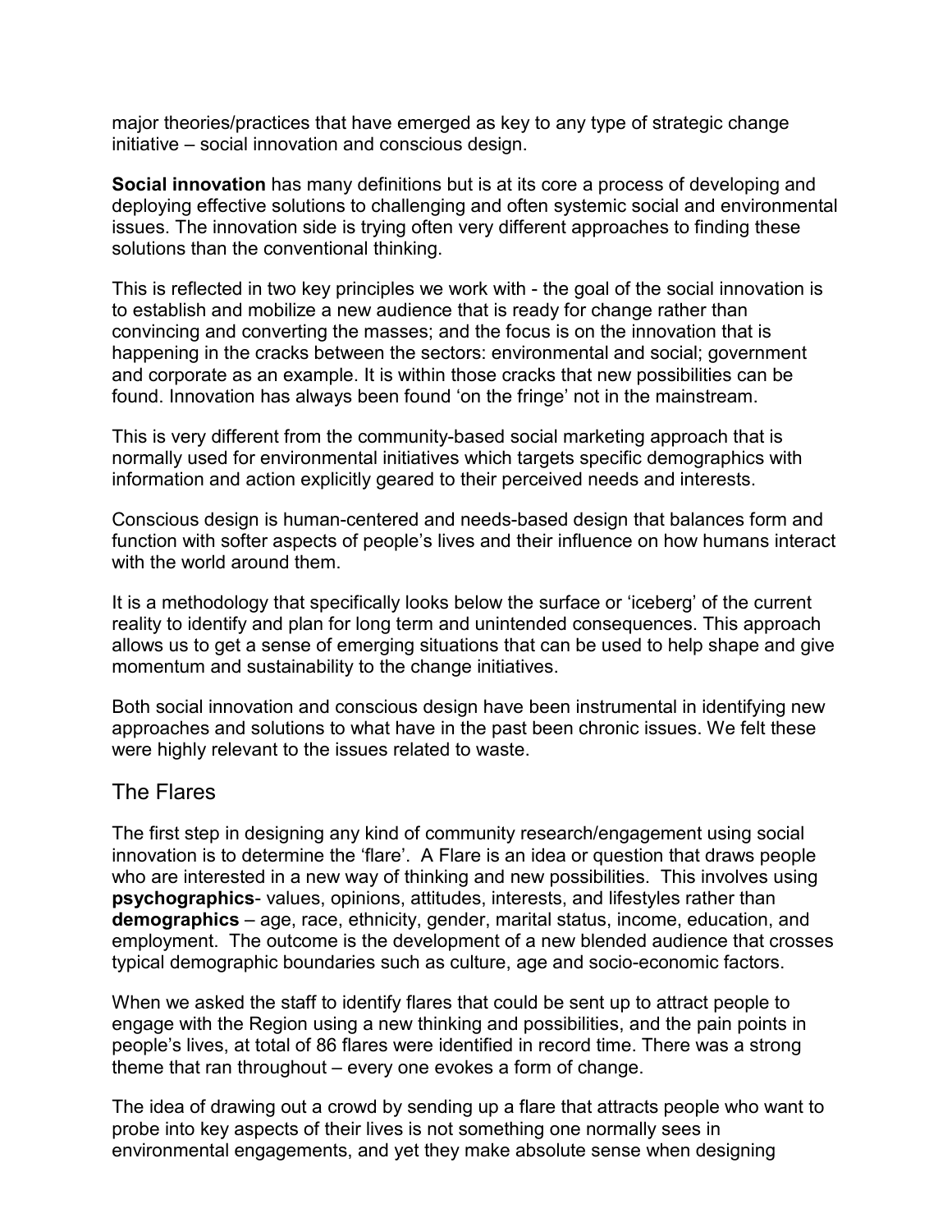major theories/practices that have emerged as key to any type of strategic change initiative – social innovation and conscious design.

**Social innovation** has many definitions but is at its core a process of developing and deploying effective solutions to challenging and often systemic social and environmental issues. The innovation side is trying often very different approaches to finding these solutions than the conventional thinking.

This is reflected in two key principles we work with - the goal of the social innovation is to establish and mobilize a new audience that is ready for change rather than convincing and converting the masses; and the focus is on the innovation that is happening in the cracks between the sectors: environmental and social; government and corporate as an example. It is within those cracks that new possibilities can be found. Innovation has always been found 'on the fringe' not in the mainstream.

This is very different from the community-based social marketing approach that is normally used for environmental initiatives which targets specific demographics with information and action explicitly geared to their perceived needs and interests.

Conscious design is human-centered and needs-based design that balances form and function with softer aspects of people's lives and their influence on how humans interact with the world around them.

It is a methodology that specifically looks below the surface or 'iceberg' of the current reality to identify and plan for long term and unintended consequences. This approach allows us to get a sense of emerging situations that can be used to help shape and give momentum and sustainability to the change initiatives.

Both social innovation and conscious design have been instrumental in identifying new approaches and solutions to what have in the past been chronic issues. We felt these were highly relevant to the issues related to waste.

## The Flares

The first step in designing any kind of community research/engagement using social innovation is to determine the 'flare'. A Flare is an idea or question that draws people who are interested in a new way of thinking and new possibilities. This involves using **psychographics**- values, opinions, attitudes, interests, and lifestyles rather than **demographics** – age, race, ethnicity, gender, marital status, income, education, and employment. The outcome is the development of a new blended audience that crosses typical demographic boundaries such as culture, age and socio-economic factors.

When we asked the staff to identify flares that could be sent up to attract people to engage with the Region using a new thinking and possibilities, and the pain points in people's lives, at total of 86 flares were identified in record time. There was a strong theme that ran throughout – every one evokes a form of change.

The idea of drawing out a crowd by sending up a flare that attracts people who want to probe into key aspects of their lives is not something one normally sees in environmental engagements, and yet they make absolute sense when designing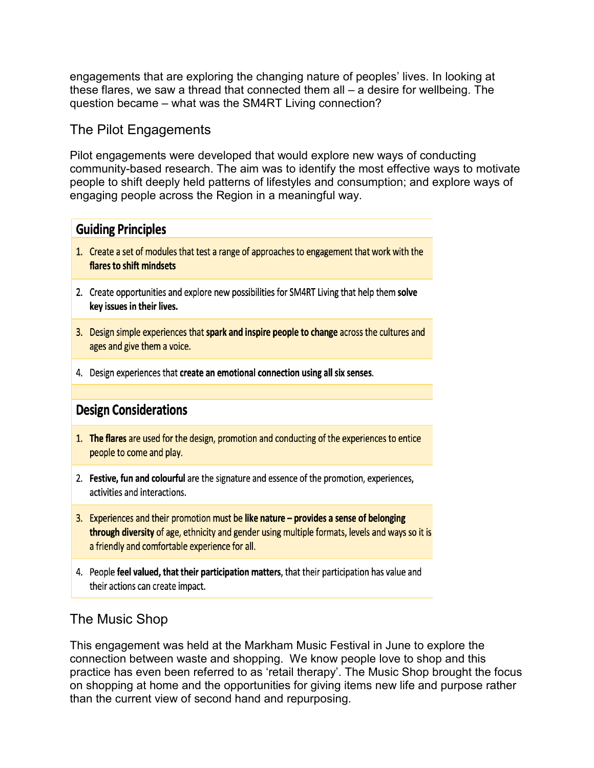engagements that are exploring the changing nature of peoples' lives. In looking at these flares, we saw a thread that connected them all – a desire for wellbeing. The question became – what was the SM4RT Living connection?

## The Pilot Engagements

Pilot engagements were developed that would explore new ways of conducting community-based research. The aim was to identify the most effective ways to motivate people to shift deeply held patterns of lifestyles and consumption; and explore ways of engaging people across the Region in a meaningful way.

| **Guiding Principles** |
|---|
| 1. Create a set of modules that test a range of approaches to engagement that work with the **flares to shift mindsets** |
| 2. Create opportunities and explore new possibilities for SM4RT Living that help them **solve key issues in their lives.** |
| 3. Design simple experiences that **spark and inspire people to change** across the cultures and ages and give them a voice. |
| 4. Design experiences that **create an emotional connection using all six senses**. |
| |
| **Design Considerations** |
| 1. **The flares** are used for the design, promotion and conducting of the experiences to entice people to come and play. |
| 2. **Festive, fun and colourful** are the signature and essence of the promotion, experiences, activities and interactions. |
| 3. Experiences and their promotion must be **like nature – provides a sense of belonging through diversity** of age, ethnicity and gender using multiple formats, levels and ways so it is a friendly and comfortable experience for all. |
| 4. People **feel valued, that their participation matters**, that their participation has value and their actions can create impact. |

## The Music Shop

This engagement was held at the Markham Music Festival in June to explore the connection between waste and shopping. We know people love to shop and this practice has even been referred to as 'retail therapy'. The Music Shop brought the focus on shopping at home and the opportunities for giving items new life and purpose rather than the current view of second hand and repurposing.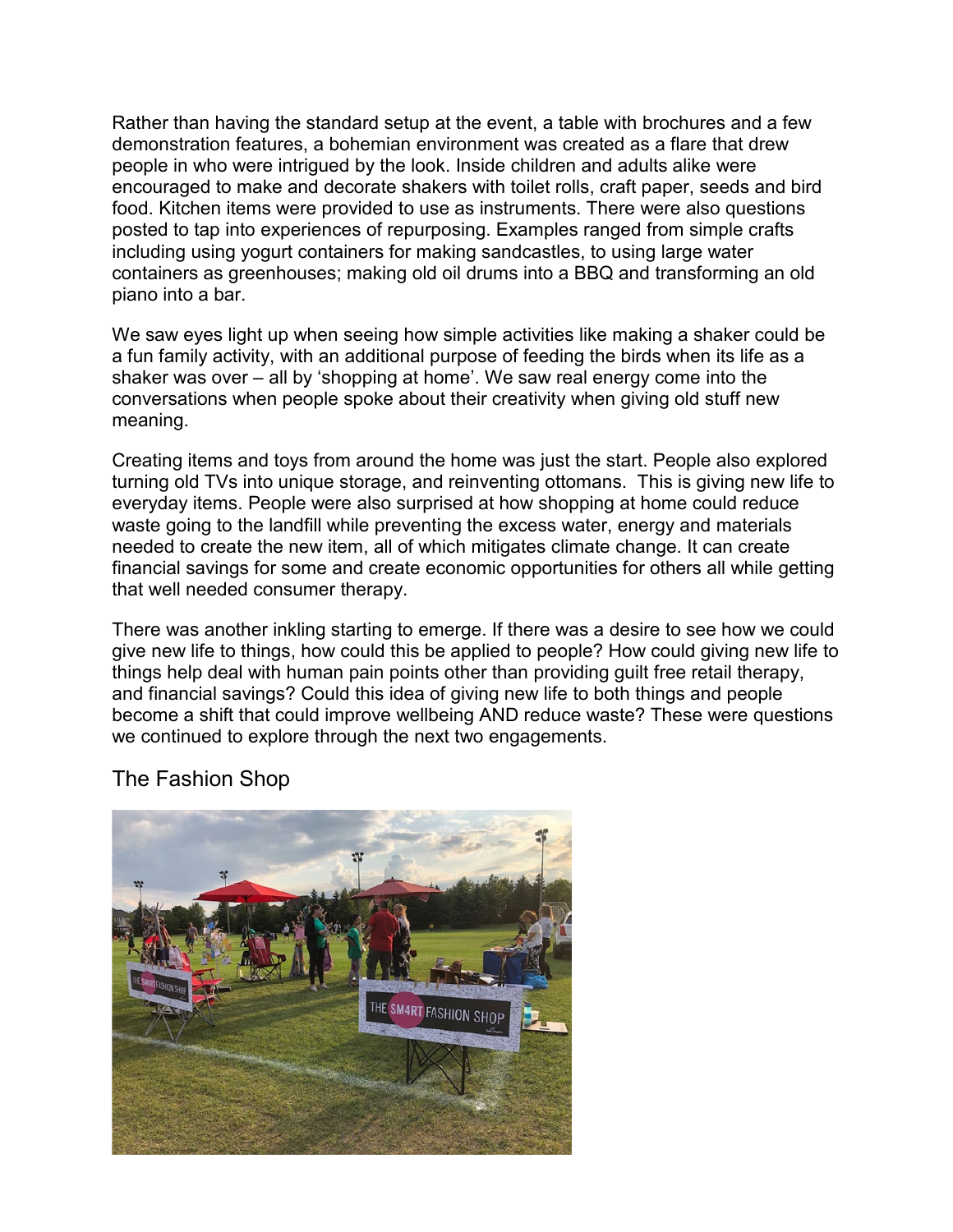Rather than having the standard setup at the event, a table with brochures and a few demonstration features, a bohemian environment was created as a flare that drew people in who were intrigued by the look. Inside children and adults alike were encouraged to make and decorate shakers with toilet rolls, craft paper, seeds and bird food. Kitchen items were provided to use as instruments. There were also questions posted to tap into experiences of repurposing. Examples ranged from simple crafts including using yogurt containers for making sandcastles, to using large water containers as greenhouses; making old oil drums into a BBQ and transforming an old piano into a bar.

We saw eyes light up when seeing how simple activities like making a shaker could be a fun family activity, with an additional purpose of feeding the birds when its life as a shaker was over – all by 'shopping at home'. We saw real energy come into the conversations when people spoke about their creativity when giving old stuff new meaning.

Creating items and toys from around the home was just the start. People also explored turning old TVs into unique storage, and reinventing ottomans. This is giving new life to everyday items. People were also surprised at how shopping at home could reduce waste going to the landfill while preventing the excess water, energy and materials needed to create the new item, all of which mitigates climate change. It can create financial savings for some and create economic opportunities for others all while getting that well needed consumer therapy.

There was another inkling starting to emerge. If there was a desire to see how we could give new life to things, how could this be applied to people? How could giving new life to things help deal with human pain points other than providing guilt free retail therapy, and financial savings? Could this idea of giving new life to both things and people become a shift that could improve wellbeing AND reduce waste? These were questions we continued to explore through the next two engagements.

## The Fashion Shop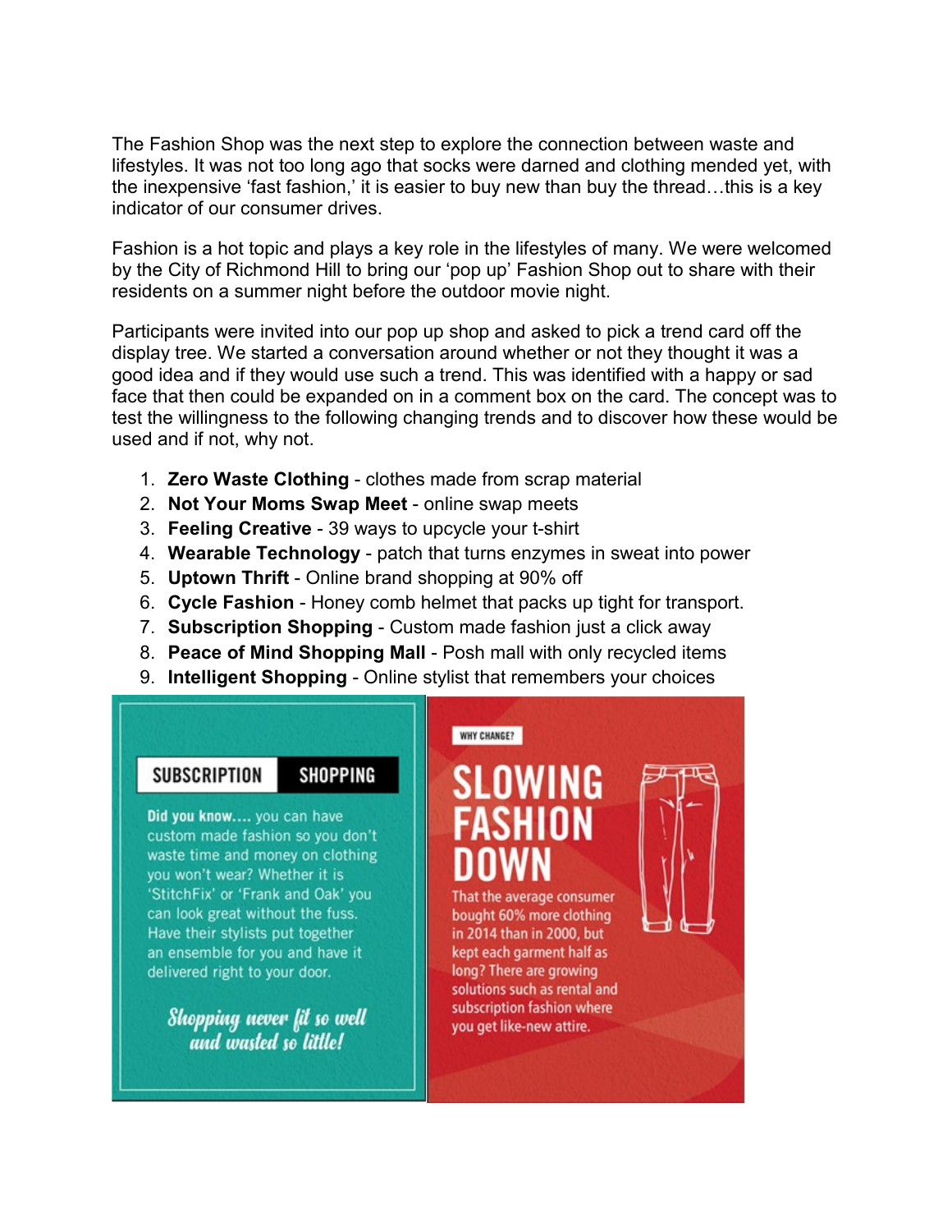The Fashion Shop was the next step to explore the connection between waste and lifestyles. It was not too long ago that socks were darned and clothing mended yet, with the inexpensive 'fast fashion,' it is easier to buy new than buy the thread…this is a key indicator of our consumer drives.

Fashion is a hot topic and plays a key role in the lifestyles of many. We were welcomed by the City of Richmond Hill to bring our 'pop up' Fashion Shop out to share with their residents on a summer night before the outdoor movie night.

Participants were invited into our pop up shop and asked to pick a trend card off the display tree. We started a conversation around whether or not they thought it was a good idea and if they would use such a trend. This was identified with a happy or sad face that then could be expanded on in a comment box on the card. The concept was to test the willingness to the following changing trends and to discover how these would be used and if not, why not.

1. **Zero Waste Clothing** - clothes made from scrap material
2. **Not Your Moms Swap Meet** - online swap meets
3. **Feeling Creative** - 39 ways to upcycle your t-shirt
4. **Wearable Technology** - patch that turns enzymes in sweat into power
5. **Uptown Thrift** - Online brand shopping at 90% off
6. **Cycle Fashion** - Honey comb helmet that packs up tight for transport.
7. **Subscription Shopping** - Custom made fashion just a click away
8. **Peace of Mind Shopping Mall** - Posh mall with only recycled items
9. **Intelligent Shopping** - Online stylist that remembers your choices

**SUBSCRIPTION SHOPPING**

**Did you know….** you can have custom made fashion so you don't waste time and money on clothing you won't wear? Whether it is 'StitchFix' or 'Frank and Oak' you can look great without the fuss. Have their stylists put together an ensemble for you and have it delivered right to your door.

*Shopping never fit so well and wasted so little!*

WHY CHANGE?

**SLOWING FASHION DOWN**

That the average consumer bought 60% more clothing in 2014 than in 2000, but kept each garment half as long? There are growing solutions such as rental and subscription fashion where you get like-new attire.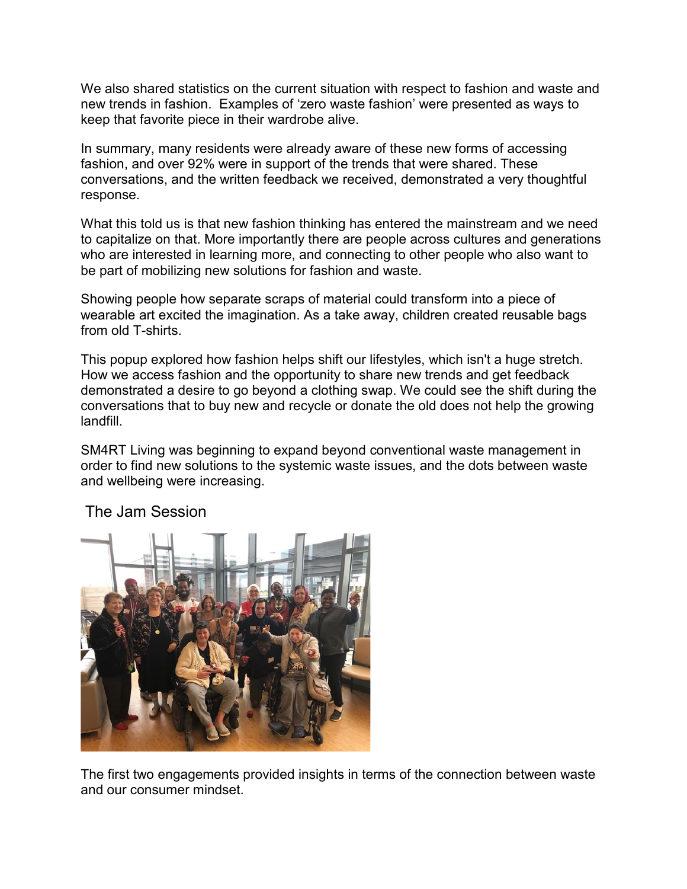We also shared statistics on the current situation with respect to fashion and waste and new trends in fashion. Examples of 'zero waste fashion' were presented as ways to keep that favorite piece in their wardrobe alive.

In summary, many residents were already aware of these new forms of accessing fashion, and over 92% were in support of the trends that were shared. These conversations, and the written feedback we received, demonstrated a very thoughtful response.

What this told us is that new fashion thinking has entered the mainstream and we need to capitalize on that. More importantly there are people across cultures and generations who are interested in learning more, and connecting to other people who also want to be part of mobilizing new solutions for fashion and waste.

Showing people how separate scraps of material could transform into a piece of wearable art excited the imagination. As a take away, children created reusable bags from old T-shirts.

This popup explored how fashion helps shift our lifestyles, which isn't a huge stretch. How we access fashion and the opportunity to share new trends and get feedback demonstrated a desire to go beyond a clothing swap. We could see the shift during the conversations that to buy new and recycle or donate the old does not help the growing landfill.

SM4RT Living was beginning to expand beyond conventional waste management in order to find new solutions to the systemic waste issues, and the dots between waste and wellbeing were increasing.

## The Jam Session

The first two engagements provided insights in terms of the connection between waste and our consumer mindset.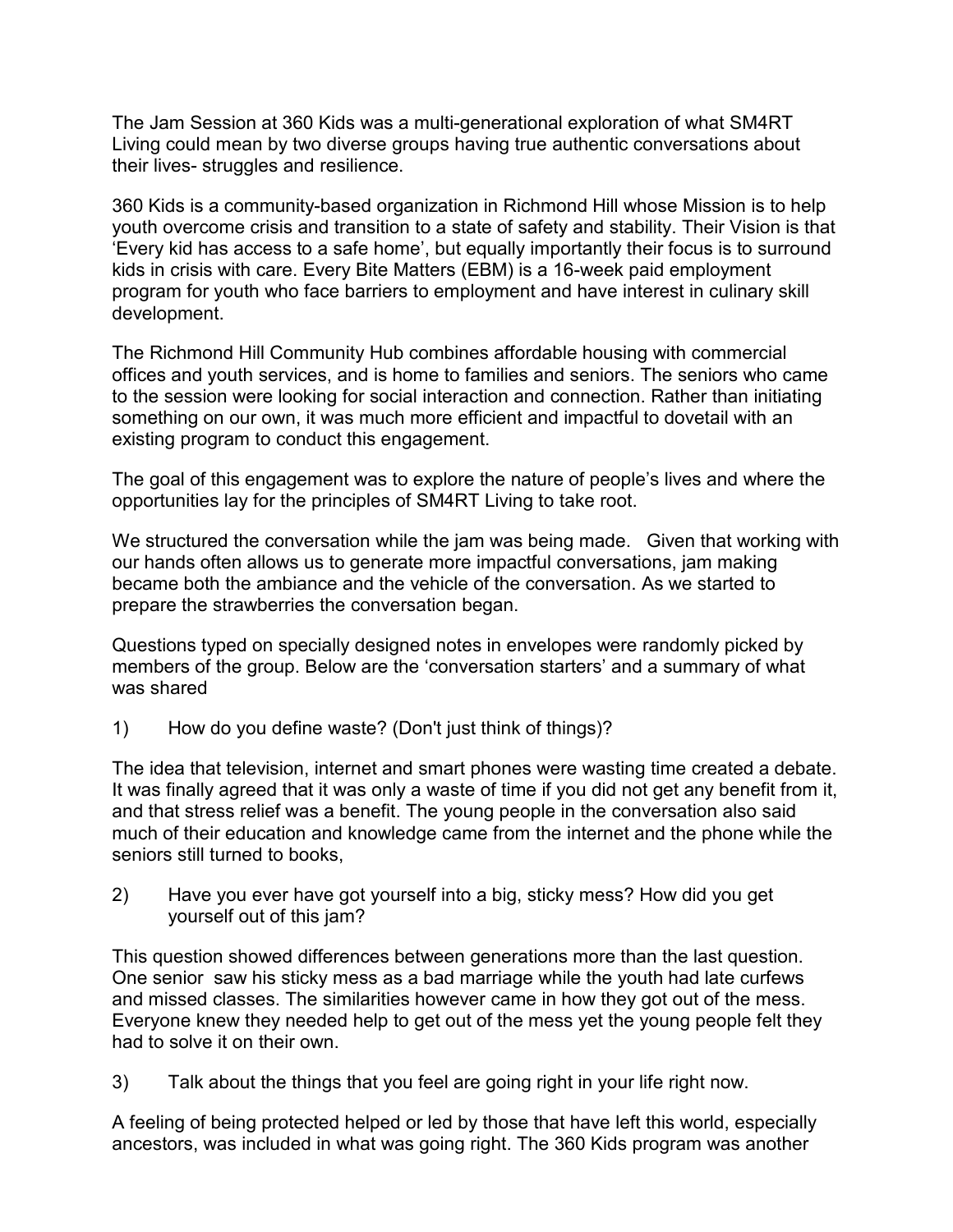The Jam Session at 360 Kids was a multi-generational exploration of what SM4RT Living could mean by two diverse groups having true authentic conversations about their lives- struggles and resilience.

360 Kids is a community-based organization in Richmond Hill whose Mission is to help youth overcome crisis and transition to a state of safety and stability. Their Vision is that 'Every kid has access to a safe home', but equally importantly their focus is to surround kids in crisis with care. Every Bite Matters (EBM) is a 16-week paid employment program for youth who face barriers to employment and have interest in culinary skill development.

The Richmond Hill Community Hub combines affordable housing with commercial offices and youth services, and is home to families and seniors. The seniors who came to the session were looking for social interaction and connection. Rather than initiating something on our own, it was much more efficient and impactful to dovetail with an existing program to conduct this engagement.

The goal of this engagement was to explore the nature of people's lives and where the opportunities lay for the principles of SM4RT Living to take root.

We structured the conversation while the jam was being made. Given that working with our hands often allows us to generate more impactful conversations, jam making became both the ambiance and the vehicle of the conversation. As we started to prepare the strawberries the conversation began.

Questions typed on specially designed notes in envelopes were randomly picked by members of the group. Below are the 'conversation starters' and a summary of what was shared

1) How do you define waste? (Don't just think of things)?

The idea that television, internet and smart phones were wasting time created a debate. It was finally agreed that it was only a waste of time if you did not get any benefit from it, and that stress relief was a benefit. The young people in the conversation also said much of their education and knowledge came from the internet and the phone while the seniors still turned to books,

2) Have you ever have got yourself into a big, sticky mess? How did you get yourself out of this jam?

This question showed differences between generations more than the last question. One senior saw his sticky mess as a bad marriage while the youth had late curfews and missed classes. The similarities however came in how they got out of the mess. Everyone knew they needed help to get out of the mess yet the young people felt they had to solve it on their own.

3) Talk about the things that you feel are going right in your life right now.

A feeling of being protected helped or led by those that have left this world, especially ancestors, was included in what was going right. The 360 Kids program was another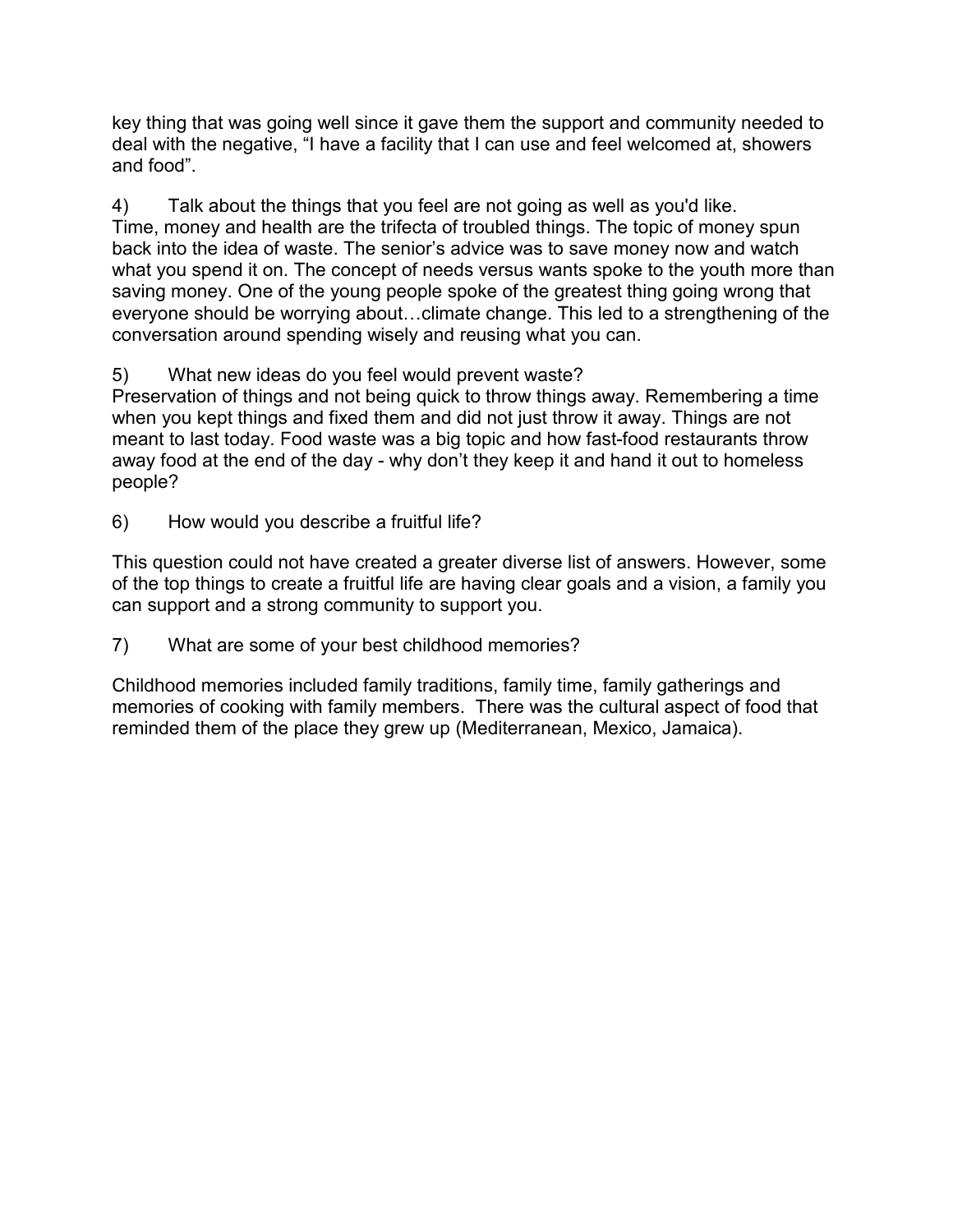key thing that was going well since it gave them the support and community needed to deal with the negative, “I have a facility that I can use and feel welcomed at, showers and food”.

4) Talk about the things that you feel are not going as well as you'd like.

Time, money and health are the trifecta of troubled things. The topic of money spun back into the idea of waste. The senior’s advice was to save money now and watch what you spend it on. The concept of needs versus wants spoke to the youth more than saving money. One of the young people spoke of the greatest thing going wrong that everyone should be worrying about…climate change. This led to a strengthening of the conversation around spending wisely and reusing what you can.

5) What new ideas do you feel would prevent waste?

Preservation of things and not being quick to throw things away. Remembering a time when you kept things and fixed them and did not just throw it away. Things are not meant to last today. Food waste was a big topic and how fast-food restaurants throw away food at the end of the day - why don’t they keep it and hand it out to homeless people?

6) How would you describe a fruitful life?

This question could not have created a greater diverse list of answers. However, some of the top things to create a fruitful life are having clear goals and a vision, a family you can support and a strong community to support you.

7) What are some of your best childhood memories?

Childhood memories included family traditions, family time, family gatherings and memories of cooking with family members. There was the cultural aspect of food that reminded them of the place they grew up (Mediterranean, Mexico, Jamaica).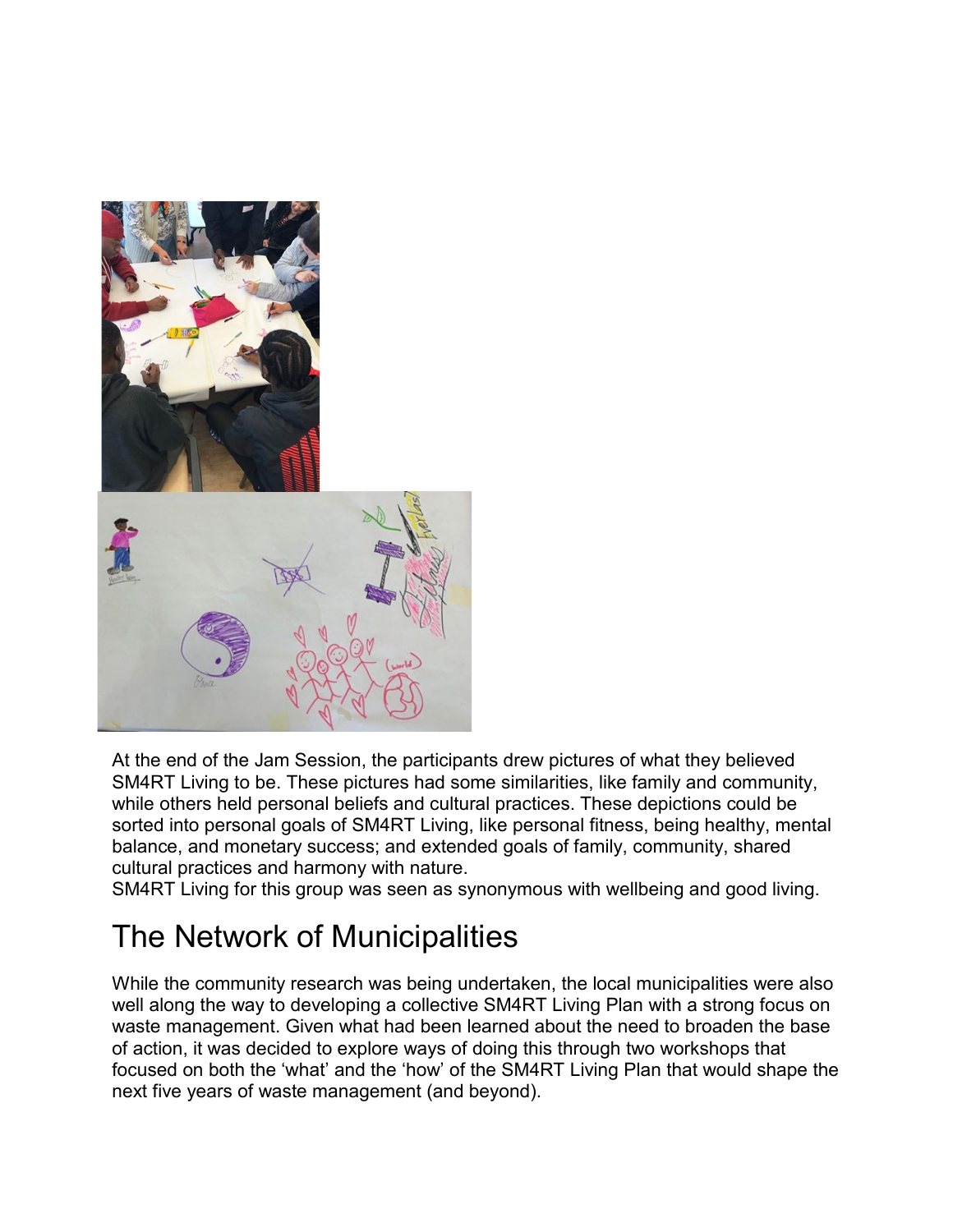At the end of the Jam Session, the participants drew pictures of what they believed SM4RT Living to be. These pictures had some similarities, like family and community, while others held personal beliefs and cultural practices. These depictions could be sorted into personal goals of SM4RT Living, like personal fitness, being healthy, mental balance, and monetary success; and extended goals of family, community, shared cultural practices and harmony with nature.

SM4RT Living for this group was seen as synonymous with wellbeing and good living.

# The Network of Municipalities

While the community research was being undertaken, the local municipalities were also well along the way to developing a collective SM4RT Living Plan with a strong focus on waste management. Given what had been learned about the need to broaden the base of action, it was decided to explore ways of doing this through two workshops that focused on both the 'what' and the 'how' of the SM4RT Living Plan that would shape the next five years of waste management (and beyond).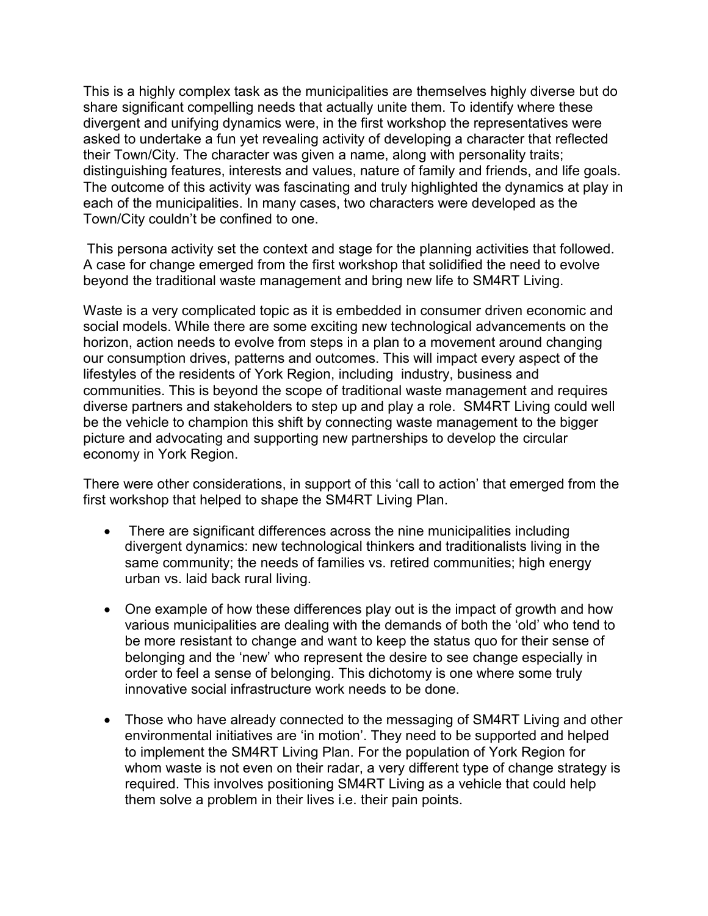This is a highly complex task as the municipalities are themselves highly diverse but do share significant compelling needs that actually unite them. To identify where these divergent and unifying dynamics were, in the first workshop the representatives were asked to undertake a fun yet revealing activity of developing a character that reflected their Town/City. The character was given a name, along with personality traits; distinguishing features, interests and values, nature of family and friends, and life goals. The outcome of this activity was fascinating and truly highlighted the dynamics at play in each of the municipalities. In many cases, two characters were developed as the Town/City couldn't be confined to one.

This persona activity set the context and stage for the planning activities that followed. A case for change emerged from the first workshop that solidified the need to evolve beyond the traditional waste management and bring new life to SM4RT Living.

Waste is a very complicated topic as it is embedded in consumer driven economic and social models. While there are some exciting new technological advancements on the horizon, action needs to evolve from steps in a plan to a movement around changing our consumption drives, patterns and outcomes. This will impact every aspect of the lifestyles of the residents of York Region, including industry, business and communities. This is beyond the scope of traditional waste management and requires diverse partners and stakeholders to step up and play a role. SM4RT Living could well be the vehicle to champion this shift by connecting waste management to the bigger picture and advocating and supporting new partnerships to develop the circular economy in York Region.

There were other considerations, in support of this 'call to action' that emerged from the first workshop that helped to shape the SM4RT Living Plan.

- There are significant differences across the nine municipalities including divergent dynamics: new technological thinkers and traditionalists living in the same community; the needs of families vs. retired communities; high energy urban vs. laid back rural living.
- One example of how these differences play out is the impact of growth and how various municipalities are dealing with the demands of both the 'old' who tend to be more resistant to change and want to keep the status quo for their sense of belonging and the 'new' who represent the desire to see change especially in order to feel a sense of belonging. This dichotomy is one where some truly innovative social infrastructure work needs to be done.
- Those who have already connected to the messaging of SM4RT Living and other environmental initiatives are 'in motion'. They need to be supported and helped to implement the SM4RT Living Plan. For the population of York Region for whom waste is not even on their radar, a very different type of change strategy is required. This involves positioning SM4RT Living as a vehicle that could help them solve a problem in their lives i.e. their pain points.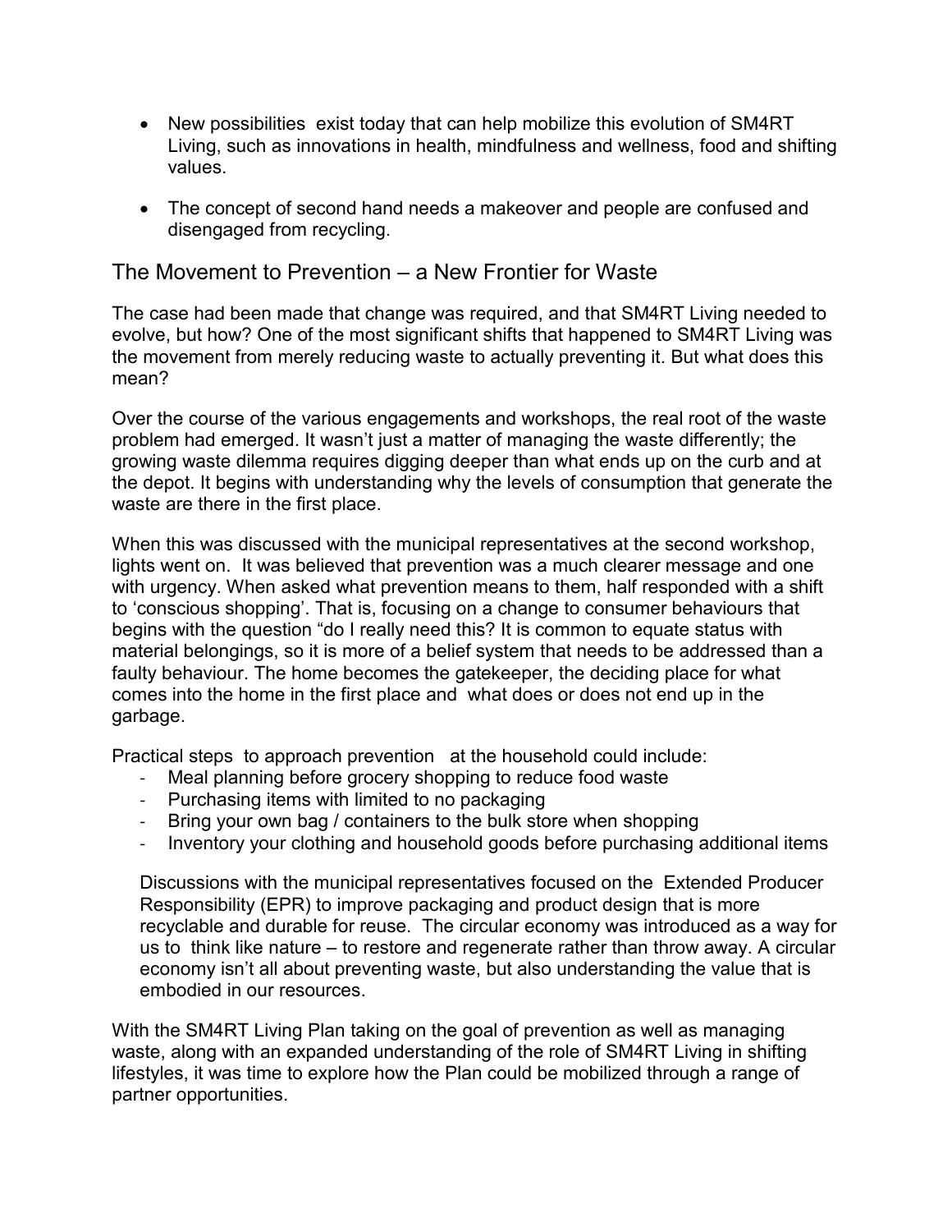- New possibilities exist today that can help mobilize this evolution of SM4RT Living, such as innovations in health, mindfulness and wellness, food and shifting values.
- The concept of second hand needs a makeover and people are confused and disengaged from recycling.

## The Movement to Prevention – a New Frontier for Waste

The case had been made that change was required, and that SM4RT Living needed to evolve, but how? One of the most significant shifts that happened to SM4RT Living was the movement from merely reducing waste to actually preventing it. But what does this mean?

Over the course of the various engagements and workshops, the real root of the waste problem had emerged. It wasn't just a matter of managing the waste differently; the growing waste dilemma requires digging deeper than what ends up on the curb and at the depot. It begins with understanding why the levels of consumption that generate the waste are there in the first place.

When this was discussed with the municipal representatives at the second workshop, lights went on. It was believed that prevention was a much clearer message and one with urgency. When asked what prevention means to them, half responded with a shift to 'conscious shopping'. That is, focusing on a change to consumer behaviours that begins with the question "do I really need this? It is common to equate status with material belongings, so it is more of a belief system that needs to be addressed than a faulty behaviour. The home becomes the gatekeeper, the deciding place for what comes into the home in the first place and what does or does not end up in the garbage.

Practical steps to approach prevention at the household could include:

- Meal planning before grocery shopping to reduce food waste
- Purchasing items with limited to no packaging
- Bring your own bag / containers to the bulk store when shopping
- Inventory your clothing and household goods before purchasing additional items

Discussions with the municipal representatives focused on the Extended Producer Responsibility (EPR) to improve packaging and product design that is more recyclable and durable for reuse. The circular economy was introduced as a way for us to think like nature – to restore and regenerate rather than throw away. A circular economy isn't all about preventing waste, but also understanding the value that is embodied in our resources.

With the SM4RT Living Plan taking on the goal of prevention as well as managing waste, along with an expanded understanding of the role of SM4RT Living in shifting lifestyles, it was time to explore how the Plan could be mobilized through a range of partner opportunities.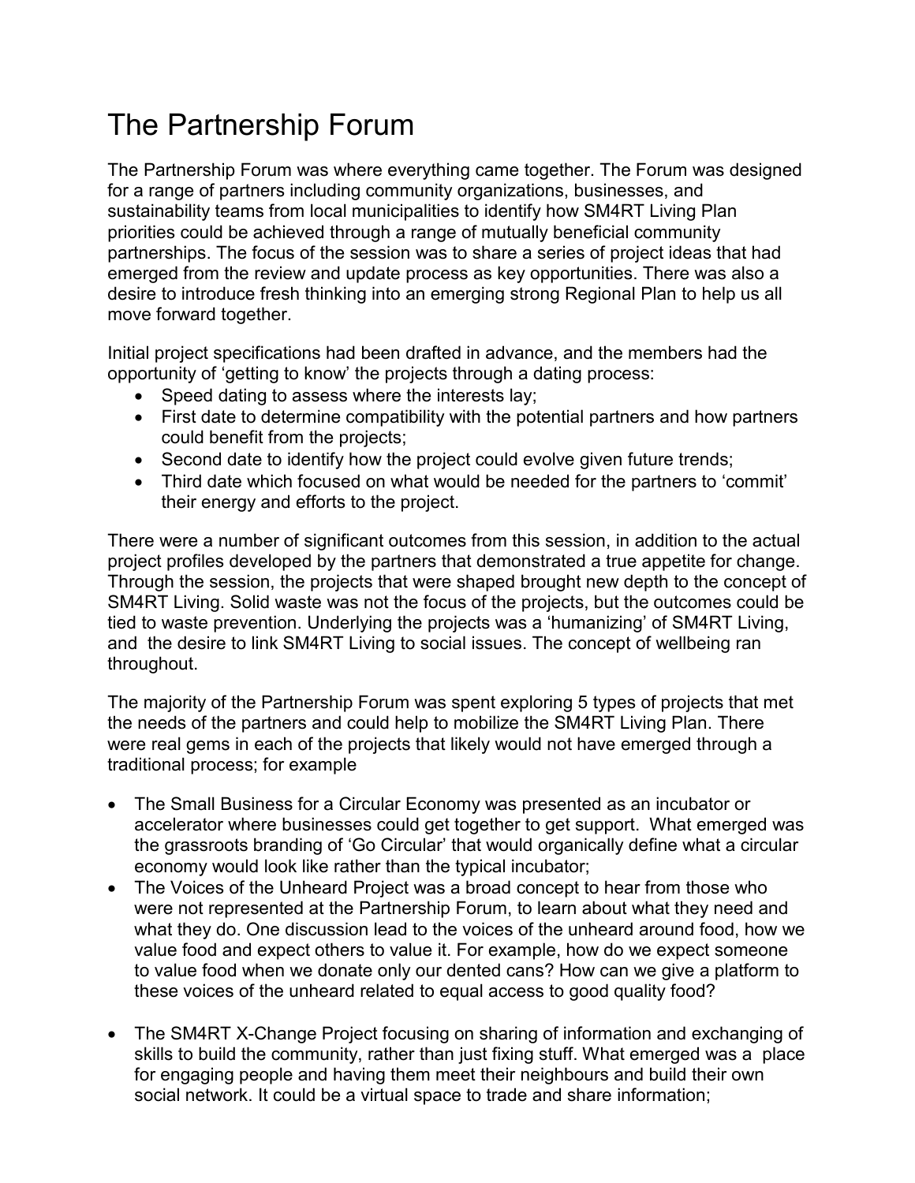# The Partnership Forum

The Partnership Forum was where everything came together. The Forum was designed for a range of partners including community organizations, businesses, and sustainability teams from local municipalities to identify how SM4RT Living Plan priorities could be achieved through a range of mutually beneficial community partnerships. The focus of the session was to share a series of project ideas that had emerged from the review and update process as key opportunities. There was also a desire to introduce fresh thinking into an emerging strong Regional Plan to help us all move forward together.

Initial project specifications had been drafted in advance, and the members had the opportunity of 'getting to know' the projects through a dating process:

- Speed dating to assess where the interests lay;
- First date to determine compatibility with the potential partners and how partners could benefit from the projects;
- Second date to identify how the project could evolve given future trends;
- Third date which focused on what would be needed for the partners to 'commit' their energy and efforts to the project.

There were a number of significant outcomes from this session, in addition to the actual project profiles developed by the partners that demonstrated a true appetite for change. Through the session, the projects that were shaped brought new depth to the concept of SM4RT Living. Solid waste was not the focus of the projects, but the outcomes could be tied to waste prevention. Underlying the projects was a 'humanizing' of SM4RT Living, and the desire to link SM4RT Living to social issues. The concept of wellbeing ran throughout.

The majority of the Partnership Forum was spent exploring 5 types of projects that met the needs of the partners and could help to mobilize the SM4RT Living Plan. There were real gems in each of the projects that likely would not have emerged through a traditional process; for example

- The Small Business for a Circular Economy was presented as an incubator or accelerator where businesses could get together to get support. What emerged was the grassroots branding of 'Go Circular' that would organically define what a circular economy would look like rather than the typical incubator;
- The Voices of the Unheard Project was a broad concept to hear from those who were not represented at the Partnership Forum, to learn about what they need and what they do. One discussion lead to the voices of the unheard around food, how we value food and expect others to value it. For example, how do we expect someone to value food when we donate only our dented cans? How can we give a platform to these voices of the unheard related to equal access to good quality food?
- The SM4RT X-Change Project focusing on sharing of information and exchanging of skills to build the community, rather than just fixing stuff. What emerged was a place for engaging people and having them meet their neighbours and build their own social network. It could be a virtual space to trade and share information;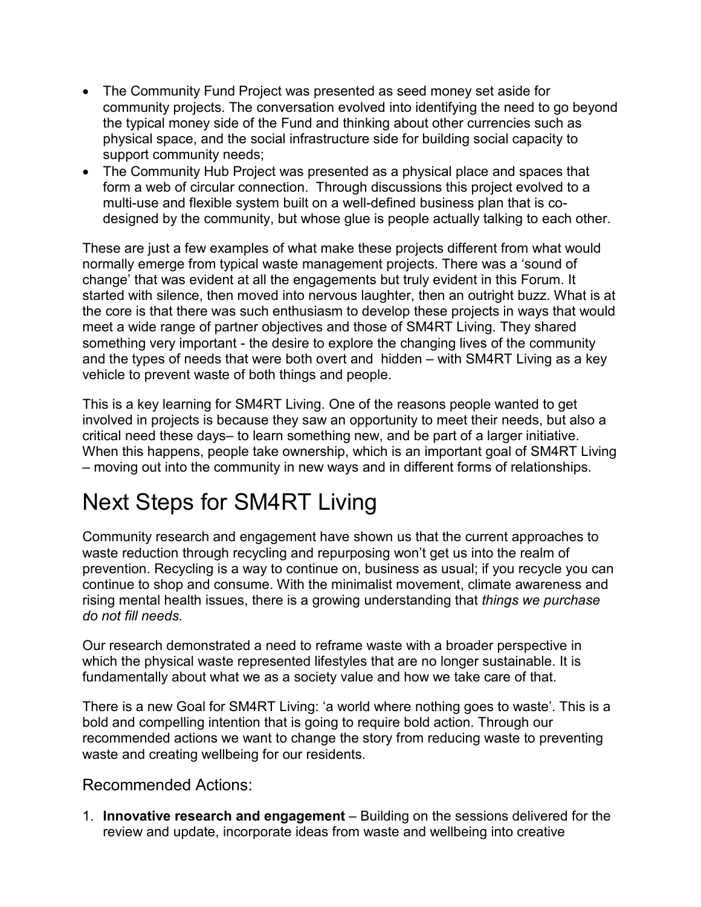- The Community Fund Project was presented as seed money set aside for community projects. The conversation evolved into identifying the need to go beyond the typical money side of the Fund and thinking about other currencies such as physical space, and the social infrastructure side for building social capacity to support community needs;
- The Community Hub Project was presented as a physical place and spaces that form a web of circular connection. Through discussions this project evolved to a multi-use and flexible system built on a well-defined business plan that is co-designed by the community, but whose glue is people actually talking to each other.

These are just a few examples of what make these projects different from what would normally emerge from typical waste management projects. There was a 'sound of change' that was evident at all the engagements but truly evident in this Forum. It started with silence, then moved into nervous laughter, then an outright buzz. What is at the core is that there was such enthusiasm to develop these projects in ways that would meet a wide range of partner objectives and those of SM4RT Living. They shared something very important - the desire to explore the changing lives of the community and the types of needs that were both overt and hidden – with SM4RT Living as a key vehicle to prevent waste of both things and people.

This is a key learning for SM4RT Living. One of the reasons people wanted to get involved in projects is because they saw an opportunity to meet their needs, but also a critical need these days– to learn something new, and be part of a larger initiative. When this happens, people take ownership, which is an important goal of SM4RT Living – moving out into the community in new ways and in different forms of relationships.

# Next Steps for SM4RT Living

Community research and engagement have shown us that the current approaches to waste reduction through recycling and repurposing won't get us into the realm of prevention. Recycling is a way to continue on, business as usual; if you recycle you can continue to shop and consume. With the minimalist movement, climate awareness and rising mental health issues, there is a growing understanding that *things we purchase do not fill needs*.

Our research demonstrated a need to reframe waste with a broader perspective in which the physical waste represented lifestyles that are no longer sustainable. It is fundamentally about what we as a society value and how we take care of that.

There is a new Goal for SM4RT Living: 'a world where nothing goes to waste'. This is a bold and compelling intention that is going to require bold action. Through our recommended actions we want to change the story from reducing waste to preventing waste and creating wellbeing for our residents.

## Recommended Actions:

1. **Innovative research and engagement** – Building on the sessions delivered for the review and update, incorporate ideas from waste and wellbeing into creative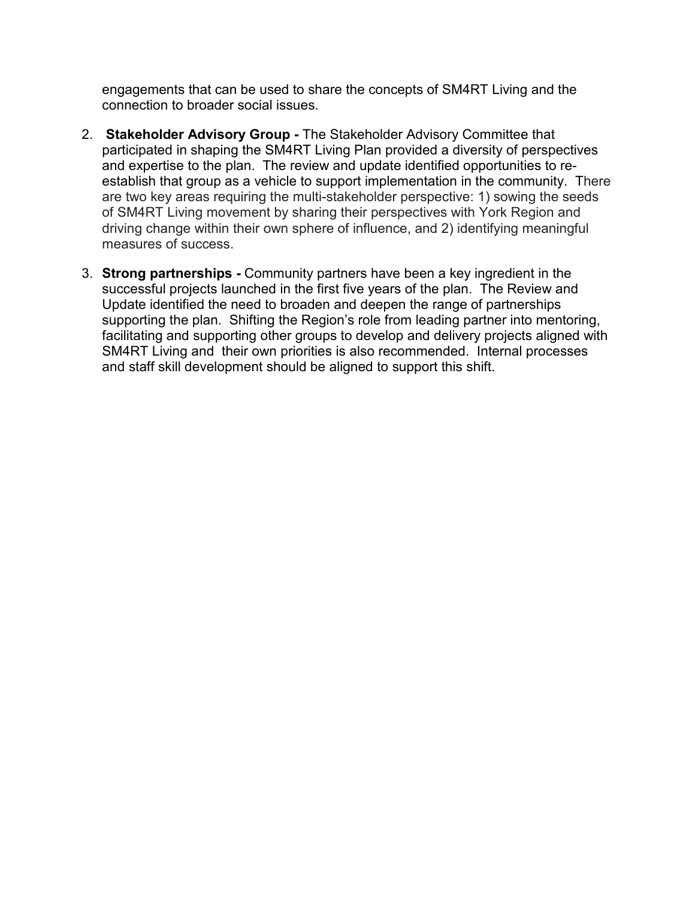engagements that can be used to share the concepts of SM4RT Living and the connection to broader social issues.

2. **Stakeholder Advisory Group -** The Stakeholder Advisory Committee that participated in shaping the SM4RT Living Plan provided a diversity of perspectives and expertise to the plan. The review and update identified opportunities to re-establish that group as a vehicle to support implementation in the community. There are two key areas requiring the multi-stakeholder perspective: 1) sowing the seeds of SM4RT Living movement by sharing their perspectives with York Region and driving change within their own sphere of influence, and 2) identifying meaningful measures of success.

3. **Strong partnerships -** Community partners have been a key ingredient in the successful projects launched in the first five years of the plan. The Review and Update identified the need to broaden and deepen the range of partnerships supporting the plan. Shifting the Region's role from leading partner into mentoring, facilitating and supporting other groups to develop and delivery projects aligned with SM4RT Living and their own priorities is also recommended. Internal processes and staff skill development should be aligned to support this shift.